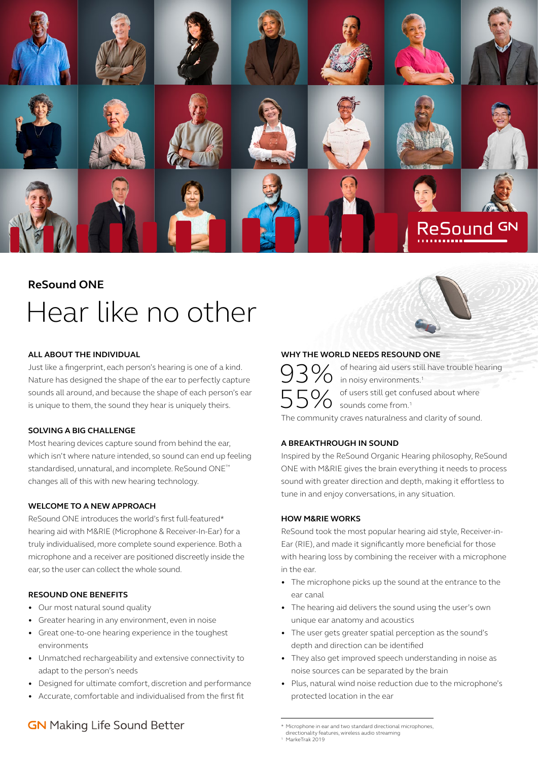ReSound GN

**ReSound ONE**

# Hear like no other

### ALL ABOUT THE INDIVIDUAL

Just like a fingerprint, each person's hearing is one of a kind. Nature has designed the shape of the ear to perfectly capture sounds all around, and because the shape of each person's ear is unique to them, the sound they hear is uniquely theirs.

### SOLVING A BIG CHALLENGE

Most hearing devices capture sound from behind the ear, which isn't where nature intended, so sound can end up feeling standardised, unnatural, and incomplete. ReSound ONE™ changes all of this with new hearing technology.

### WELCOME TO A NEW APPROACH

ReSound ONE introduces the world's first full-featured* hearing aid with M&RIE (Microphone & Receiver-In-Ear) for a truly individualised, more complete sound experience. Both a microphone and a receiver are positioned discreetly inside the ear, so the user can collect the whole sound.

### RESOUND ONE BENEFITS

- Our most natural sound quality
- Greater hearing in any environment, even in noise
- Great one-to-one hearing experience in the toughest environments
- Unmatched rechargeability and extensive connectivity to adapt to the person's needs
- Designed for ultimate comfort, discretion and performance
- Accurate, comfortable and individualised from the first fit

### WHY THE WORLD NEEDS RESOUND ONE

93% of hearing aid users still have trouble hearing in noisy environments.[1]

55% of users still get confused about where sounds come from.[1]

The community craves naturalness and clarity of sound.

### A BREAKTHROUGH IN SOUND

Inspired by the ReSound Organic Hearing philosophy, ReSound ONE with M&RIE gives the brain everything it needs to process sound with greater direction and depth, making it effortless to tune in and enjoy conversations, in any situation.

### HOW M&RIE WORKS

ReSound took the most popular hearing aid style, Receiver-in-Ear (RIE), and made it significantly more beneficial for those with hearing loss by combining the receiver with a microphone in the ear.

- The microphone picks up the sound at the entrance to the ear canal
- The hearing aid delivers the sound using the user's own unique ear anatomy and acoustics
- The user gets greater spatial perception as the sound's depth and direction can be identified
- They also get improved speech understanding in noise as noise sources can be separated by the brain
- Plus, natural wind noise reduction due to the microphone's protected location in the ear

GN Making Life Sound Better

\* Microphone in ear and two standard directional microphones, directionality features, wireless audio streaming

[1] MarkeTrak 2019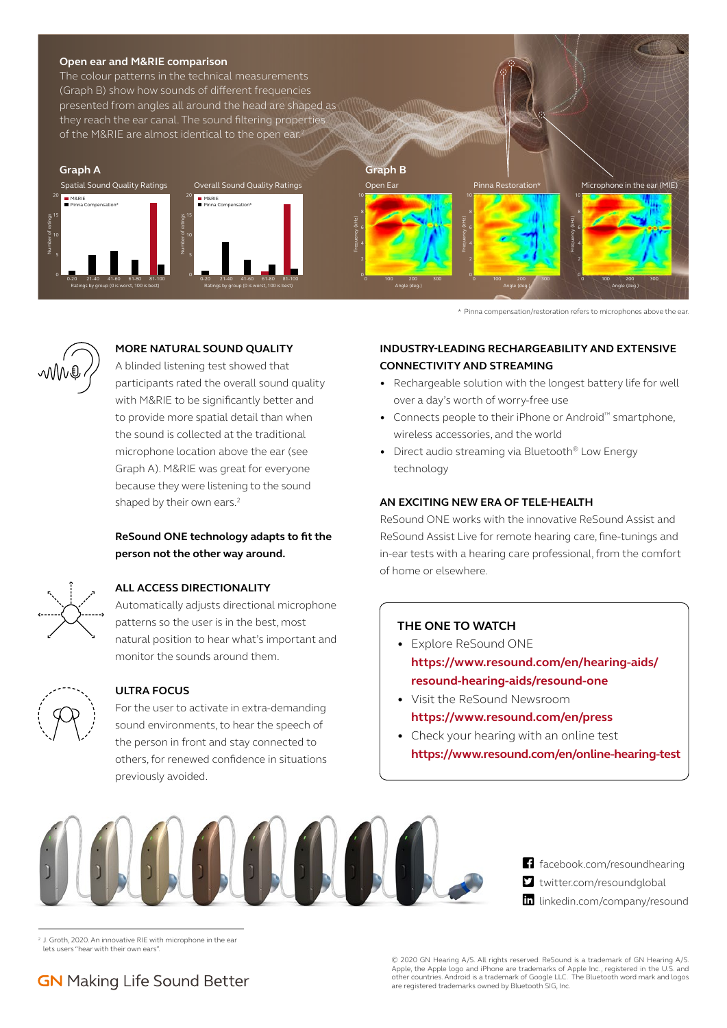## Open ear and M&RIE comparison

The colour patterns in the technical measurements (Graph B) show how sounds of different frequencies presented from angles all around the head are shaped as they reach the ear canal. The sound filtering properties of the M&RIE are almost identical to the open ear.[2]

### Graph A

Spatial Sound Quality Ratings

M&RIE
Pinna Compensation*

Number of ratings
20
15
10
5
0

0-20 21-40 41-60 61-80 81-100
Ratings by group (0 is worst, 100 is best)

Overall Sound Quality Ratings

M&RIE
Pinna Compensation*

Number of ratings
20
15
10
5
0

0-20 21-40 41-60 61-80 81-100
Ratings by group (0 is worst, 100 is best)

### Graph B

Open Ear

Frequency (kHz)
10 8 6 4 2 0
0 100 200 300
Angle (deg.)

Pinna Restoration*

Frequency (kHz)
10 8 6 4 2 0
0 100 200 300
Angle (deg.)

Microphone in the ear (MIE)

Frequency (kHz)
10 8 6 4 2 0
0 100 200 300
Angle (deg.)

* Pinna compensation/restoration refers to microphones above the ear.

### MORE NATURAL SOUND QUALITY

A blinded listening test showed that participants rated the overall sound quality with M&RIE to be significantly better and to provide more spatial detail than when the sound is collected at the traditional microphone location above the ear (see Graph A). M&RIE was great for everyone because they were listening to the sound shaped by their own ears.[2]

**ReSound ONE technology adapts to fit the person not the other way around.**

### ALL ACCESS DIRECTIONALITY

Automatically adjusts directional microphone patterns so the user is in the best, most natural position to hear what's important and monitor the sounds around them.

### ULTRA FOCUS

For the user to activate in extra-demanding sound environments, to hear the speech of the person in front and stay connected to others, for renewed confidence in situations previously avoided.

### INDUSTRY-LEADING RECHARGEABILITY AND EXTENSIVE CONNECTIVITY AND STREAMING

- Rechargeable solution with the longest battery life for well over a day's worth of worry-free use
- Connects people to their iPhone or Android™ smartphone, wireless accessories, and the world
- Direct audio streaming via Bluetooth® Low Energy technology

### AN EXCITING NEW ERA OF TELE-HEALTH

ReSound ONE works with the innovative ReSound Assist and ReSound Assist Live for remote hearing care, fine-tunings and in-ear tests with a hearing care professional, from the comfort of home or elsewhere.

### THE ONE TO WATCH

- Explore ReSound ONE
  **https://www.resound.com/en/hearing-aids/resound-hearing-aids/resound-one**
- Visit the ReSound Newsroom
  **https://www.resound.com/en/press**
- Check your hearing with an online test
  **https://www.resound.com/en/online-hearing-test**

facebook.com/resoundhearing
twitter.com/resoundglobal
linkedin.com/company/resound

[2] J. Groth, 2020. An innovative RIE with microphone in the ear lets users "hear with their own ears".

GN Making Life Sound Better

© 2020 GN Hearing A/S. All rights reserved. ReSound is a trademark of GN Hearing A/S. Apple, the Apple logo and iPhone are trademarks of Apple Inc., registered in the U.S. and other countries. Android is a trademark of Google LLC. The Bluetooth word mark and logos are registered trademarks owned by Bluetooth SIG, Inc.